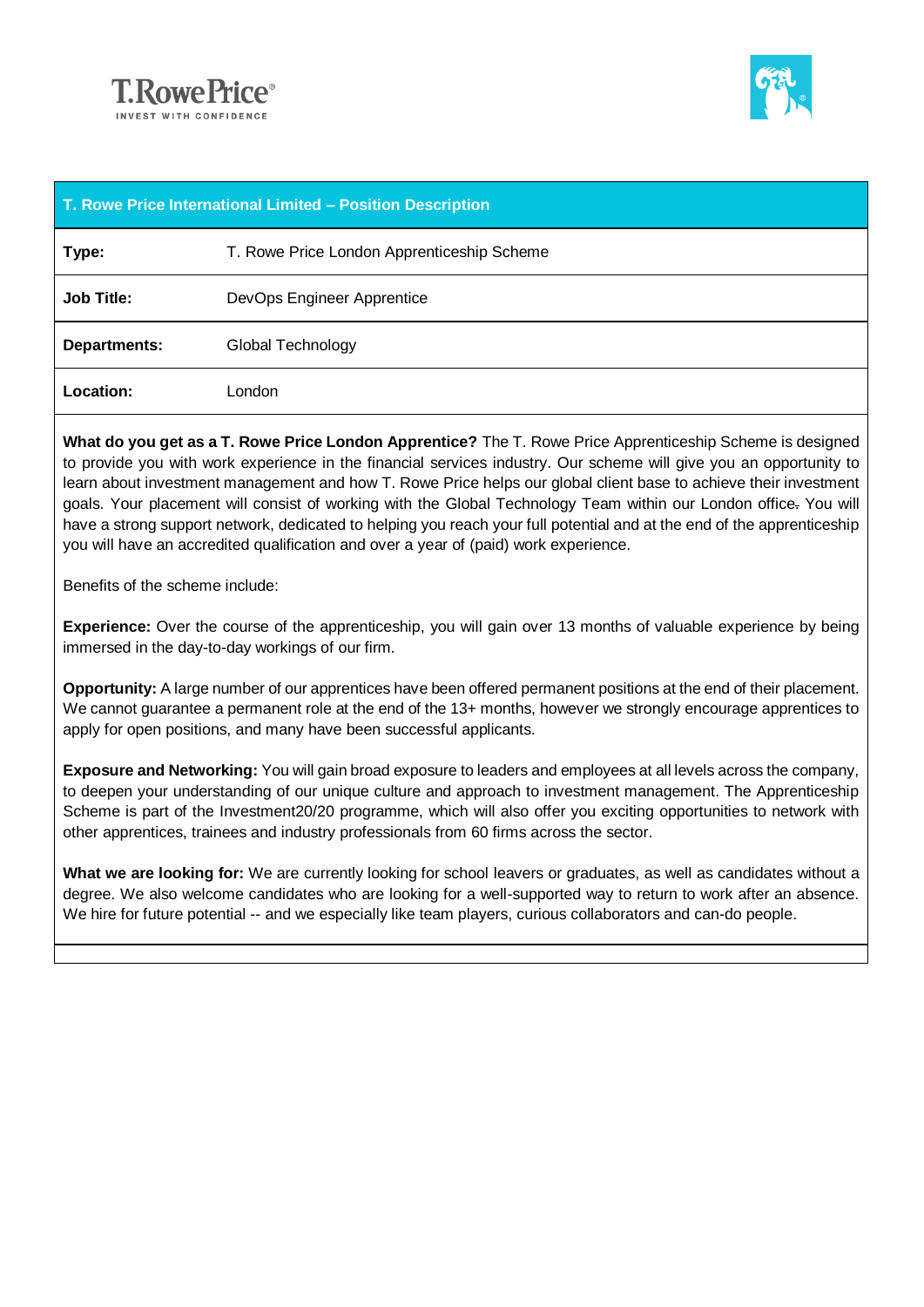T.RowePrice®
INVEST WITH CONFIDENCE

| T. Rowe Price International Limited – Position Description | |
|---|---|
| **Type:** | T. Rowe Price London Apprenticeship Scheme |
| **Job Title:** | DevOps Engineer Apprentice |
| **Departments:** | Global Technology |
| **Location:** | London |

**What do you get as a T. Rowe Price London Apprentice?** The T. Rowe Price Apprenticeship Scheme is designed to provide you with work experience in the financial services industry. Our scheme will give you an opportunity to learn about investment management and how T. Rowe Price helps our global client base to achieve their investment goals. Your placement will consist of working with the Global Technology Team within our London office. You will have a strong support network, dedicated to helping you reach your full potential and at the end of the apprenticeship you will have an accredited qualification and over a year of (paid) work experience.

Benefits of the scheme include:

**Experience:** Over the course of the apprenticeship, you will gain over 13 months of valuable experience by being immersed in the day-to-day workings of our firm.

**Opportunity:** A large number of our apprentices have been offered permanent positions at the end of their placement. We cannot guarantee a permanent role at the end of the 13+ months, however we strongly encourage apprentices to apply for open positions, and many have been successful applicants.

**Exposure and Networking:** You will gain broad exposure to leaders and employees at all levels across the company, to deepen your understanding of our unique culture and approach to investment management. The Apprenticeship Scheme is part of the Investment20/20 programme, which will also offer you exciting opportunities to network with other apprentices, trainees and industry professionals from 60 firms across the sector.

**What we are looking for:** We are currently looking for school leavers or graduates, as well as candidates without a degree. We also welcome candidates who are looking for a well-supported way to return to work after an absence. We hire for future potential -- and we especially like team players, curious collaborators and can-do people.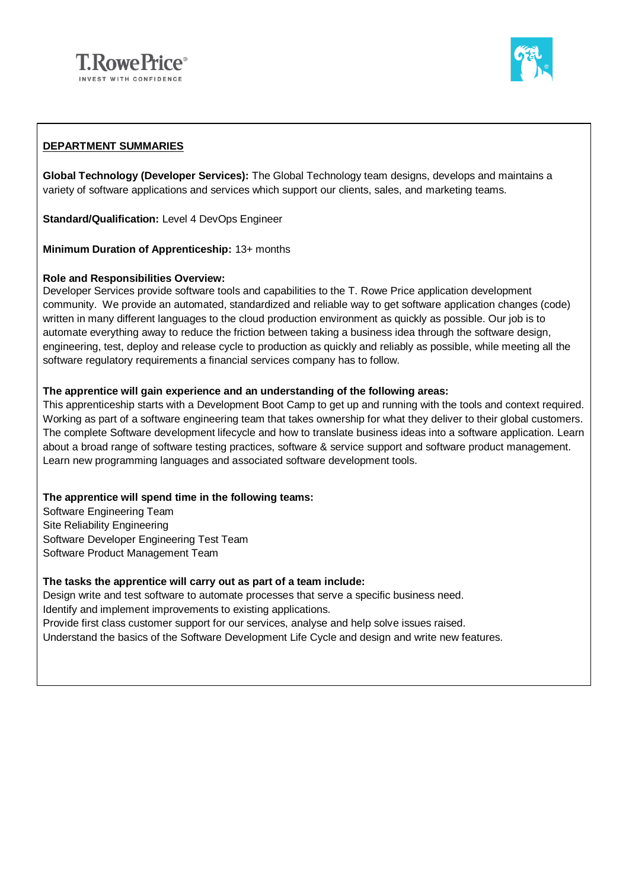## DEPARTMENT SUMMARIES

**Global Technology (Developer Services):** The Global Technology team designs, develops and maintains a variety of software applications and services which support our clients, sales, and marketing teams.

**Standard/Qualification:** Level 4 DevOps Engineer

**Minimum Duration of Apprenticeship:** 13+ months

**Role and Responsibilities Overview:**
Developer Services provide software tools and capabilities to the T. Rowe Price application development community. We provide an automated, standardized and reliable way to get software application changes (code) written in many different languages to the cloud production environment as quickly as possible. Our job is to automate everything away to reduce the friction between taking a business idea through the software design, engineering, test, deploy and release cycle to production as quickly and reliably as possible, while meeting all the software regulatory requirements a financial services company has to follow.

**The apprentice will gain experience and an understanding of the following areas:**
This apprenticeship starts with a Development Boot Camp to get up and running with the tools and context required. Working as part of a software engineering team that takes ownership for what they deliver to their global customers. The complete Software development lifecycle and how to translate business ideas into a software application. Learn about a broad range of software testing practices, software & service support and software product management. Learn new programming languages and associated software development tools.

**The apprentice will spend time in the following teams:**
Software Engineering Team
Site Reliability Engineering
Software Developer Engineering Test Team
Software Product Management Team

**The tasks the apprentice will carry out as part of a team include:**
Design write and test software to automate processes that serve a specific business need.
Identify and implement improvements to existing applications.
Provide first class customer support for our services, analyse and help solve issues raised.
Understand the basics of the Software Development Life Cycle and design and write new features.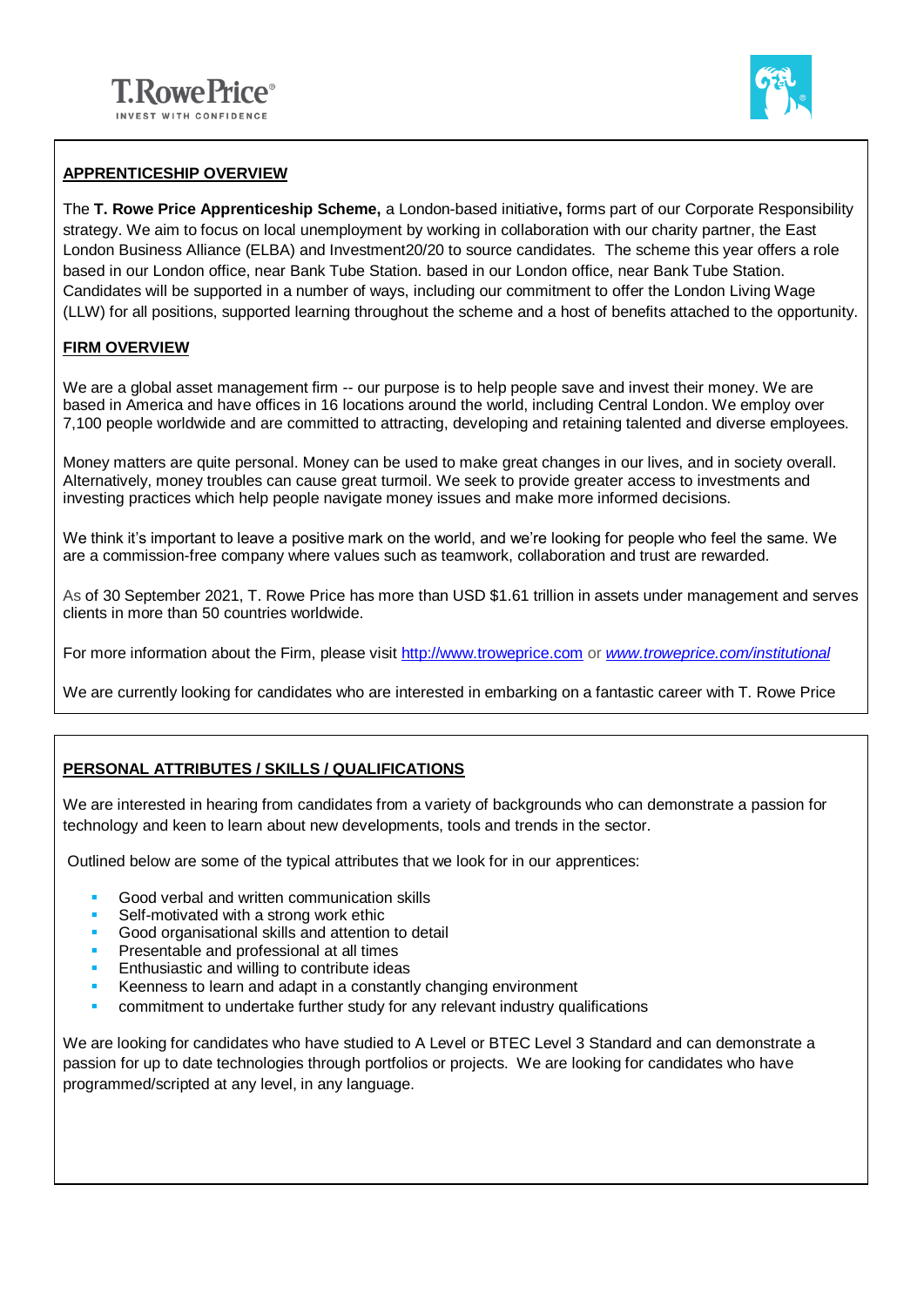T.RowePrice®
INVEST WITH CONFIDENCE

## APPRENTICESHIP OVERVIEW

The **T. Rowe Price Apprenticeship Scheme,** a London-based initiative**,** forms part of our Corporate Responsibility strategy. We aim to focus on local unemployment by working in collaboration with our charity partner, the East London Business Alliance (ELBA) and Investment20/20 to source candidates. The scheme this year offers a role based in our London office, near Bank Tube Station. based in our London office, near Bank Tube Station. Candidates will be supported in a number of ways, including our commitment to offer the London Living Wage (LLW) for all positions, supported learning throughout the scheme and a host of benefits attached to the opportunity.

## FIRM OVERVIEW

We are a global asset management firm -- our purpose is to help people save and invest their money. We are based in America and have offices in 16 locations around the world, including Central London. We employ over 7,100 people worldwide and are committed to attracting, developing and retaining talented and diverse employees.

Money matters are quite personal. Money can be used to make great changes in our lives, and in society overall. Alternatively, money troubles can cause great turmoil. We seek to provide greater access to investments and investing practices which help people navigate money issues and make more informed decisions.

We think it's important to leave a positive mark on the world, and we're looking for people who feel the same. We are a commission-free company where values such as teamwork, collaboration and trust are rewarded.

As of 30 September 2021, T. Rowe Price has more than USD $1.61 trillion in assets under management and serves clients in more than 50 countries worldwide.

For more information about the Firm, please visit http://www.troweprice.com or *www.troweprice.com/institutional*

We are currently looking for candidates who are interested in embarking on a fantastic career with T. Rowe Price

## PERSONAL ATTRIBUTES / SKILLS / QUALIFICATIONS

We are interested in hearing from candidates from a variety of backgrounds who can demonstrate a passion for technology and keen to learn about new developments, tools and trends in the sector.

Outlined below are some of the typical attributes that we look for in our apprentices:

- Good verbal and written communication skills
- Self-motivated with a strong work ethic
- Good organisational skills and attention to detail
- Presentable and professional at all times
- Enthusiastic and willing to contribute ideas
- Keenness to learn and adapt in a constantly changing environment
- commitment to undertake further study for any relevant industry qualifications

We are looking for candidates who have studied to A Level or BTEC Level 3 Standard and can demonstrate a passion for up to date technologies through portfolios or projects. We are looking for candidates who have programmed/scripted at any level, in any language.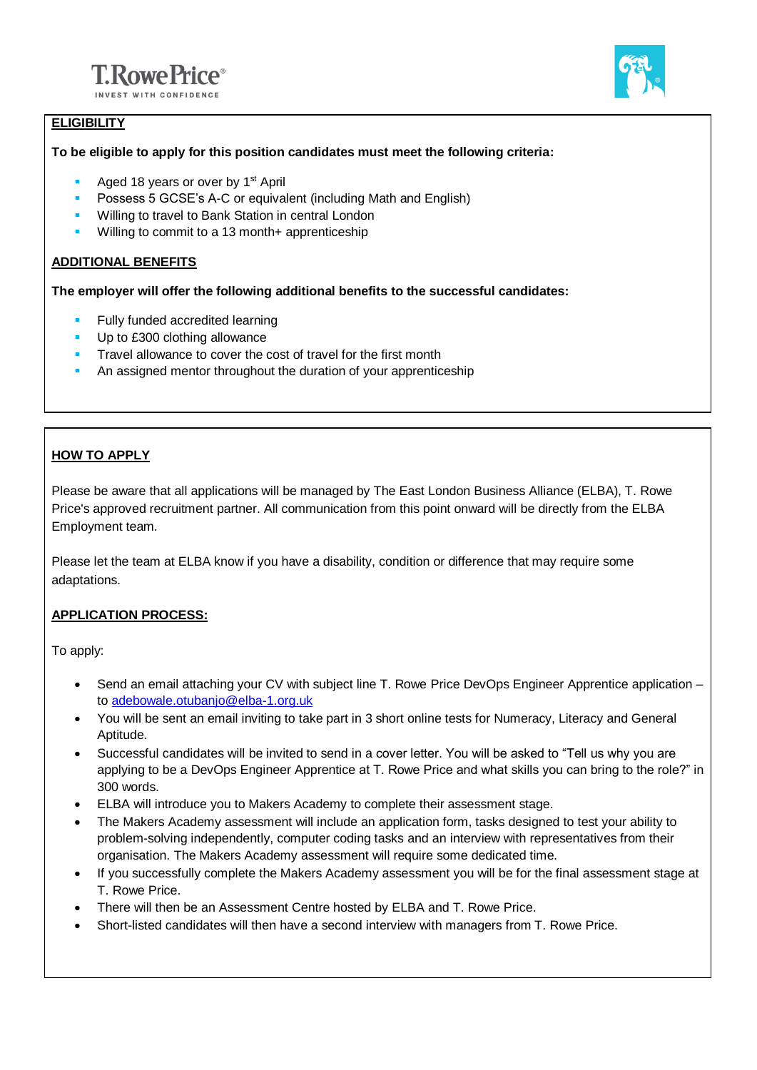## ELIGIBILITY

**To be eligible to apply for this position candidates must meet the following criteria:**

- Aged 18 years or over by 1st April
- Possess 5 GCSE's A-C or equivalent (including Math and English)
- Willing to travel to Bank Station in central London
- Willing to commit to a 13 month+ apprenticeship

## ADDITIONAL BENEFITS

**The employer will offer the following additional benefits to the successful candidates:**

- Fully funded accredited learning
- Up to £300 clothing allowance
- Travel allowance to cover the cost of travel for the first month
- An assigned mentor throughout the duration of your apprenticeship

## HOW TO APPLY

Please be aware that all applications will be managed by The East London Business Alliance (ELBA), T. Rowe Price's approved recruitment partner. All communication from this point onward will be directly from the ELBA Employment team.

Please let the team at ELBA know if you have a disability, condition or difference that may require some adaptations.

## APPLICATION PROCESS:

To apply:

- Send an email attaching your CV with subject line T. Rowe Price DevOps Engineer Apprentice application – to adebowale.otubanjo@elba-1.org.uk
- You will be sent an email inviting to take part in 3 short online tests for Numeracy, Literacy and General Aptitude.
- Successful candidates will be invited to send in a cover letter. You will be asked to "Tell us why you are applying to be a DevOps Engineer Apprentice at T. Rowe Price and what skills you can bring to the role?" in 300 words.
- ELBA will introduce you to Makers Academy to complete their assessment stage.
- The Makers Academy assessment will include an application form, tasks designed to test your ability to problem-solving independently, computer coding tasks and an interview with representatives from their organisation. The Makers Academy assessment will require some dedicated time.
- If you successfully complete the Makers Academy assessment you will be for the final assessment stage at T. Rowe Price.
- There will then be an Assessment Centre hosted by ELBA and T. Rowe Price.
- Short-listed candidates will then have a second interview with managers from T. Rowe Price.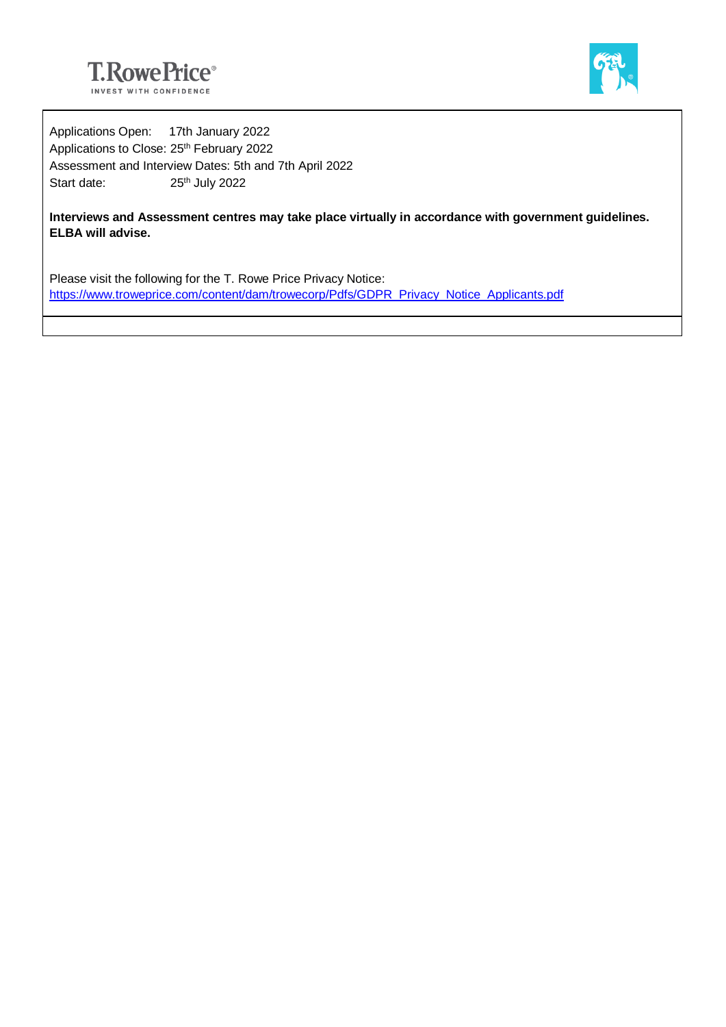Applications Open: 17th January 2022
Applications to Close: 25th February 2022
Assessment and Interview Dates: 5th and 7th April 2022
Start date: 25th July 2022

**Interviews and Assessment centres may take place virtually in accordance with government guidelines. ELBA will advise.**

Please visit the following for the T. Rowe Price Privacy Notice:
https://www.troweprice.com/content/dam/trowecorp/Pdfs/GDPR_Privacy_Notice_Applicants.pdf